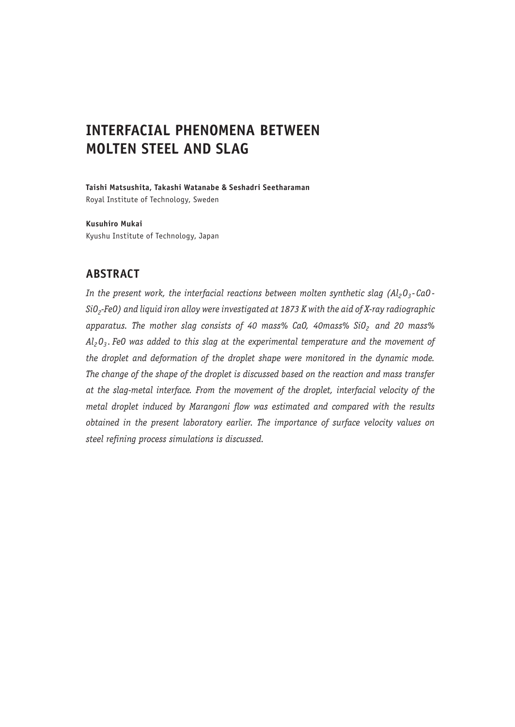# INTERFACIAL PHENOMENA BETWEEN MOLTEN STEEL AND SLAG

**Taishi Matsushita, Takashi Watanabe & Seshadri Seetharaman**
Royal Institute of Technology, Sweden

**Kusuhiro Mukai**
Kyushu Institute of Technology, Japan

## ABSTRACT

*In the present work, the interfacial reactions between molten synthetic slag ($Al_2O_3$-$CaO$-$SiO_2$-$FeO$) and liquid iron alloy were investigated at 1873 K with the aid of X-ray radiographic apparatus. The mother slag consists of 40 mass% CaO, 40mass% $SiO_2$ and 20 mass% $Al_2O_3$. FeO was added to this slag at the experimental temperature and the movement of the droplet and deformation of the droplet shape were monitored in the dynamic mode. The change of the shape of the droplet is discussed based on the reaction and mass transfer at the slag-metal interface. From the movement of the droplet, interfacial velocity of the metal droplet induced by Marangoni flow was estimated and compared with the results obtained in the present laboratory earlier. The importance of surface velocity values on steel refining process simulations is discussed.*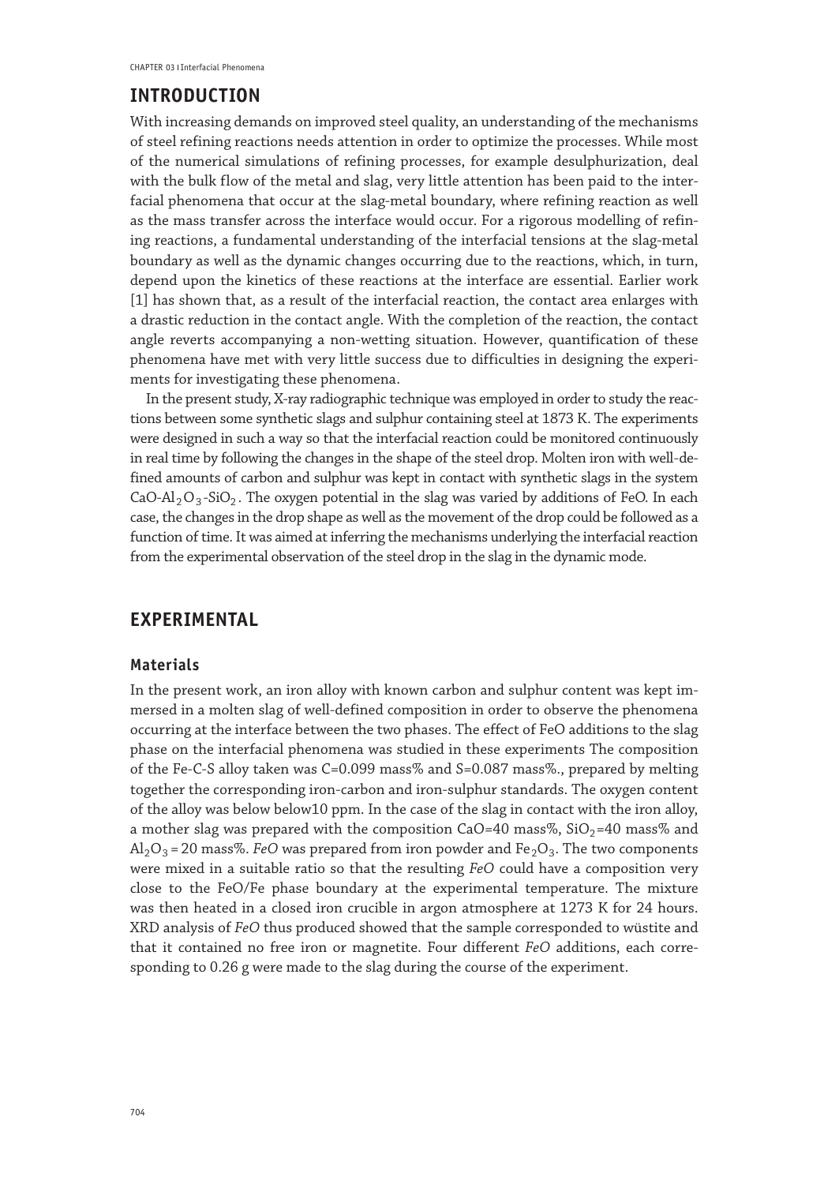## INTRODUCTION

With increasing demands on improved steel quality, an understanding of the mechanisms of steel refining reactions needs attention in order to optimize the processes. While most of the numerical simulations of refining processes, for example desulphurization, deal with the bulk flow of the metal and slag, very little attention has been paid to the interfacial phenomena that occur at the slag-metal boundary, where refining reaction as well as the mass transfer across the interface would occur. For a rigorous modelling of refining reactions, a fundamental understanding of the interfacial tensions at the slag-metal boundary as well as the dynamic changes occurring due to the reactions, which, in turn, depend upon the kinetics of these reactions at the interface are essential. Earlier work [1] has shown that, as a result of the interfacial reaction, the contact area enlarges with a drastic reduction in the contact angle. With the completion of the reaction, the contact angle reverts accompanying a non-wetting situation. However, quantification of these phenomena have met with very little success due to difficulties in designing the experiments for investigating these phenomena.

In the present study, X-ray radiographic technique was employed in order to study the reactions between some synthetic slags and sulphur containing steel at 1873 K. The experiments were designed in such a way so that the interfacial reaction could be monitored continuously in real time by following the changes in the shape of the steel drop. Molten iron with well-defined amounts of carbon and sulphur was kept in contact with synthetic slags in the system $CaO$-$Al_2O_3$-$SiO_2$. The oxygen potential in the slag was varied by additions of FeO. In each case, the changes in the drop shape as well as the movement of the drop could be followed as a function of time. It was aimed at inferring the mechanisms underlying the interfacial reaction from the experimental observation of the steel drop in the slag in the dynamic mode.

## EXPERIMENTAL

### Materials

In the present work, an iron alloy with known carbon and sulphur content was kept immersed in a molten slag of well-defined composition in order to observe the phenomena occurring at the interface between the two phases. The effect of FeO additions to the slag phase on the interfacial phenomena was studied in these experiments The composition of the Fe-C-S alloy taken was C=0.099 mass% and S=0.087 mass%., prepared by melting together the corresponding iron-carbon and iron-sulphur standards. The oxygen content of the alloy was below below10 ppm. In the case of the slag in contact with the iron alloy, a mother slag was prepared with the composition CaO=40 mass%, $SiO_2$=40 mass% and $Al_2O_3$ = 20 mass%. *FeO* was prepared from iron powder and $Fe_2O_3$. The two components were mixed in a suitable ratio so that the resulting *FeO* could have a composition very close to the FeO/Fe phase boundary at the experimental temperature. The mixture was then heated in a closed iron crucible in argon atmosphere at 1273 K for 24 hours. XRD analysis of *FeO* thus produced showed that the sample corresponded to wüstite and that it contained no free iron or magnetite. Four different *FeO* additions, each corresponding to 0.26 g were made to the slag during the course of the experiment.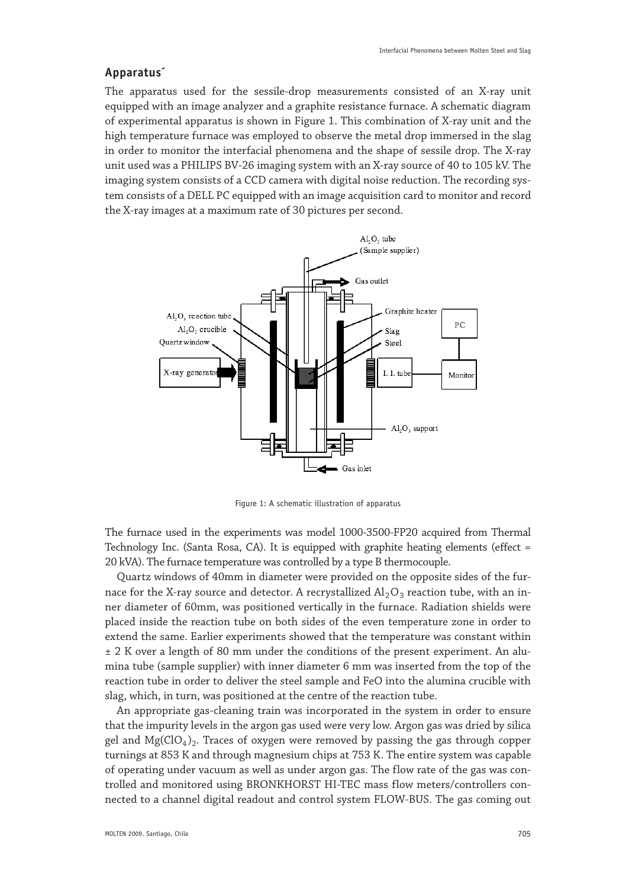## Apparatus´

The apparatus used for the sessile-drop measurements consisted of an X-ray unit equipped with an image analyzer and a graphite resistance furnace. A schematic diagram of experimental apparatus is shown in Figure 1. This combination of X-ray unit and the high temperature furnace was employed to observe the metal drop immersed in the slag in order to monitor the interfacial phenomena and the shape of sessile drop. The X-ray unit used was a PHILIPS BV-26 imaging system with an X-ray source of 40 to 105 kV. The imaging system consists of a CCD camera with digital noise reduction. The recording system consists of a DELL PC equipped with an image acquisition card to monitor and record the X-ray images at a maximum rate of 30 pictures per second.

Figure 1: A schematic illustration of apparatus

The furnace used in the experiments was model 1000-3500-FP20 acquired from Thermal Technology Inc. (Santa Rosa, CA). It is equipped with graphite heating elements (effect = 20 kVA). The furnace temperature was controlled by a type B thermocouple.

Quartz windows of 40mm in diameter were provided on the opposite sides of the furnace for the X-ray source and detector. A recrystallized $Al_2O_3$ reaction tube, with an inner diameter of 60mm, was positioned vertically in the furnace. Radiation shields were placed inside the reaction tube on both sides of the even temperature zone in order to extend the same. Earlier experiments showed that the temperature was constant within ± 2 K over a length of 80 mm under the conditions of the present experiment. An alumina tube (sample supplier) with inner diameter 6 mm was inserted from the top of the reaction tube in order to deliver the steel sample and FeO into the alumina crucible with slag, which, in turn, was positioned at the centre of the reaction tube.

An appropriate gas-cleaning train was incorporated in the system in order to ensure that the impurity levels in the argon gas used were very low. Argon gas was dried by silica gel and $Mg(ClO_4)_2$. Traces of oxygen were removed by passing the gas through copper turnings at 853 K and through magnesium chips at 753 K. The entire system was capable of operating under vacuum as well as under argon gas. The flow rate of the gas was controlled and monitored using BRONKHORST HI-TEC mass flow meters/controllers connected to a channel digital readout and control system FLOW-BUS. The gas coming out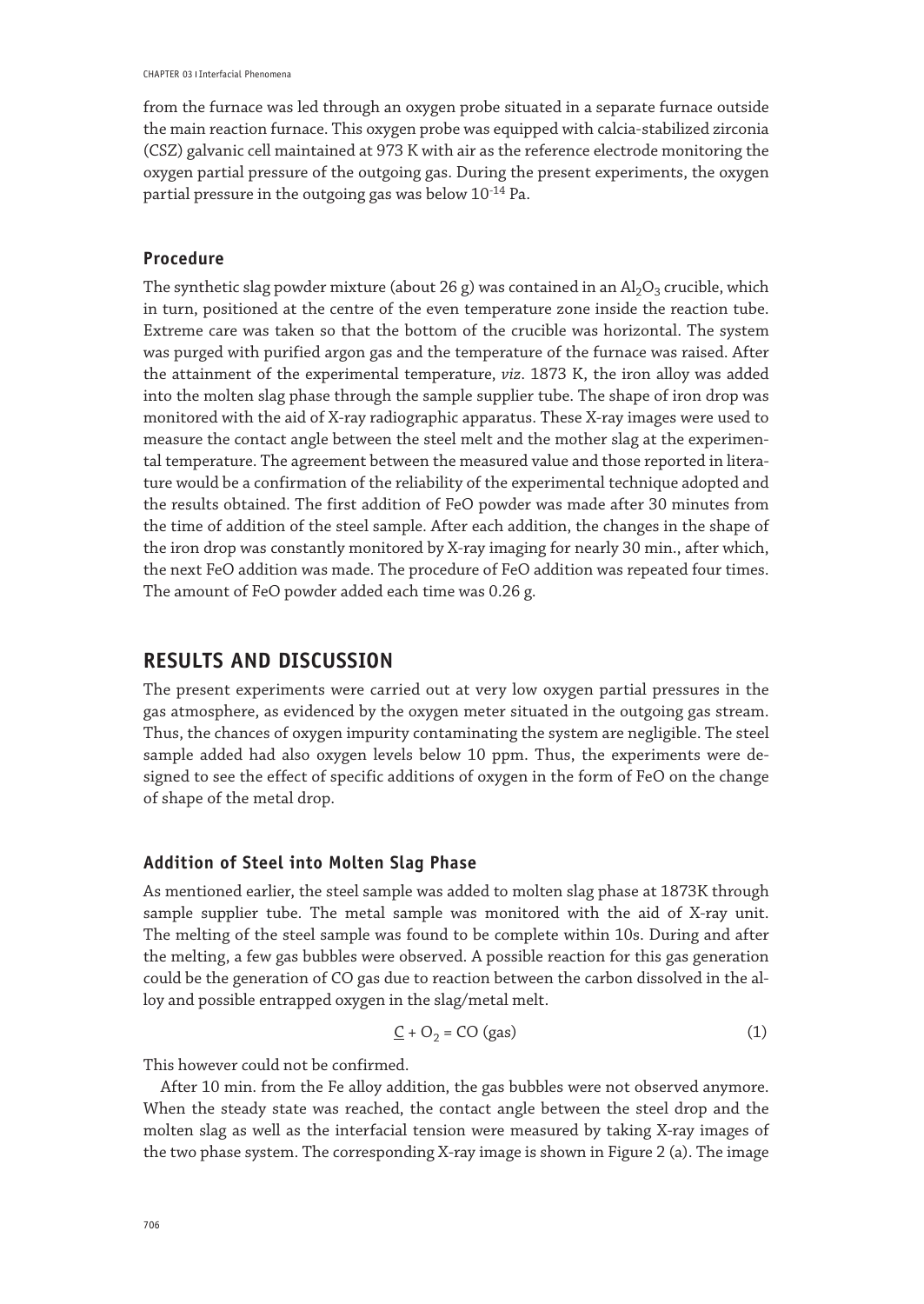from the furnace was led through an oxygen probe situated in a separate furnace outside the main reaction furnace. This oxygen probe was equipped with calcia-stabilized zirconia (CSZ) galvanic cell maintained at 973 K with air as the reference electrode monitoring the oxygen partial pressure of the outgoing gas. During the present experiments, the oxygen partial pressure in the outgoing gas was below $10^{-14}$ Pa.

### Procedure

The synthetic slag powder mixture (about 26 g) was contained in an $Al_2O_3$ crucible, which in turn, positioned at the centre of the even temperature zone inside the reaction tube. Extreme care was taken so that the bottom of the crucible was horizontal. The system was purged with purified argon gas and the temperature of the furnace was raised. After the attainment of the experimental temperature, *viz*. 1873 K, the iron alloy was added into the molten slag phase through the sample supplier tube. The shape of iron drop was monitored with the aid of X-ray radiographic apparatus. These X-ray images were used to measure the contact angle between the steel melt and the mother slag at the experimental temperature. The agreement between the measured value and those reported in literature would be a confirmation of the reliability of the experimental technique adopted and the results obtained. The first addition of FeO powder was made after 30 minutes from the time of addition of the steel sample. After each addition, the changes in the shape of the iron drop was constantly monitored by X-ray imaging for nearly 30 min., after which, the next FeO addition was made. The procedure of FeO addition was repeated four times. The amount of FeO powder added each time was 0.26 g.

## RESULTS AND DISCUSSION

The present experiments were carried out at very low oxygen partial pressures in the gas atmosphere, as evidenced by the oxygen meter situated in the outgoing gas stream. Thus, the chances of oxygen impurity contaminating the system are negligible. The steel sample added had also oxygen levels below 10 ppm. Thus, the experiments were designed to see the effect of specific additions of oxygen in the form of FeO on the change of shape of the metal drop.

### Addition of Steel into Molten Slag Phase

As mentioned earlier, the steel sample was added to molten slag phase at 1873K through sample supplier tube. The metal sample was monitored with the aid of X-ray unit. The melting of the steel sample was found to be complete within 10s. During and after the melting, a few gas bubbles were observed. A possible reaction for this gas generation could be the generation of CO gas due to reaction between the carbon dissolved in the alloy and possible entrapped oxygen in the slag/metal melt.

$$\underline{C} + O_2 = CO\ (gas) \tag{1}$$

This however could not be confirmed.

After 10 min. from the Fe alloy addition, the gas bubbles were not observed anymore. When the steady state was reached, the contact angle between the steel drop and the molten slag as well as the interfacial tension were measured by taking X-ray images of the two phase system. The corresponding X-ray image is shown in Figure 2 (a). The image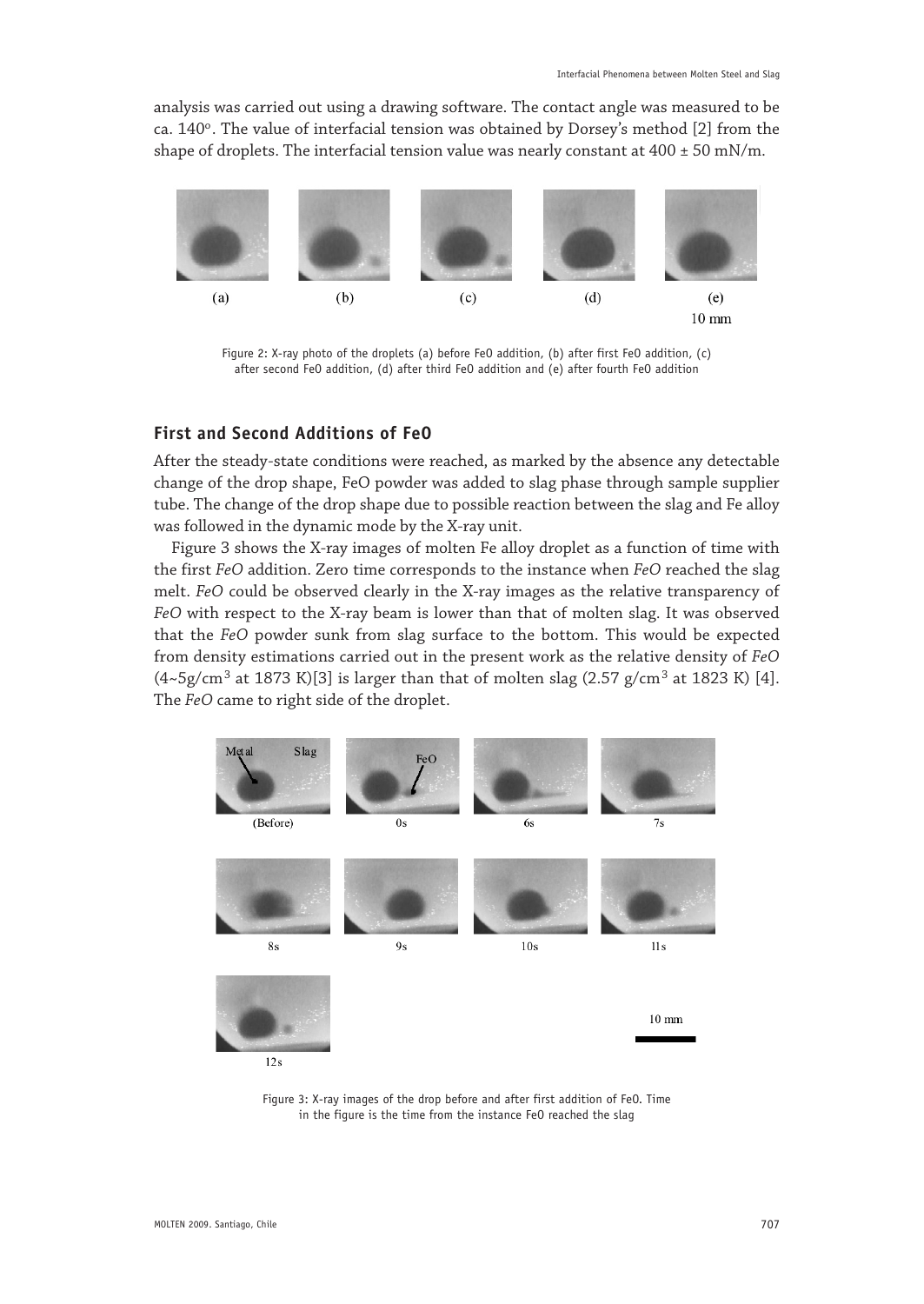analysis was carried out using a drawing software. The contact angle was measured to be ca. 140°. The value of interfacial tension was obtained by Dorsey's method [2] from the shape of droplets. The interfacial tension value was nearly constant at 400 ± 50 mN/m.

Figure 2: X-ray photo of the droplets (a) before FeO addition, (b) after first FeO addition, (c) after second FeO addition, (d) after third FeO addition and (e) after fourth FeO addition

## First and Second Additions of FeO

After the steady-state conditions were reached, as marked by the absence any detectable change of the drop shape, FeO powder was added to slag phase through sample supplier tube. The change of the drop shape due to possible reaction between the slag and Fe alloy was followed in the dynamic mode by the X-ray unit.

Figure 3 shows the X-ray images of molten Fe alloy droplet as a function of time with the first *FeO* addition. Zero time corresponds to the instance when *FeO* reached the slag melt. *FeO* could be observed clearly in the X-ray images as the relative transparency of *FeO* with respect to the X-ray beam is lower than that of molten slag. It was observed that the *FeO* powder sunk from slag surface to the bottom. This would be expected from density estimations carried out in the present work as the relative density of *FeO* (4~5g/cm$^3$ at 1873 K)[3] is larger than that of molten slag (2.57 g/cm$^3$ at 1823 K) [4]. The *FeO* came to right side of the droplet.

Figure 3: X-ray images of the drop before and after first addition of FeO. Time in the figure is the time from the instance FeO reached the slag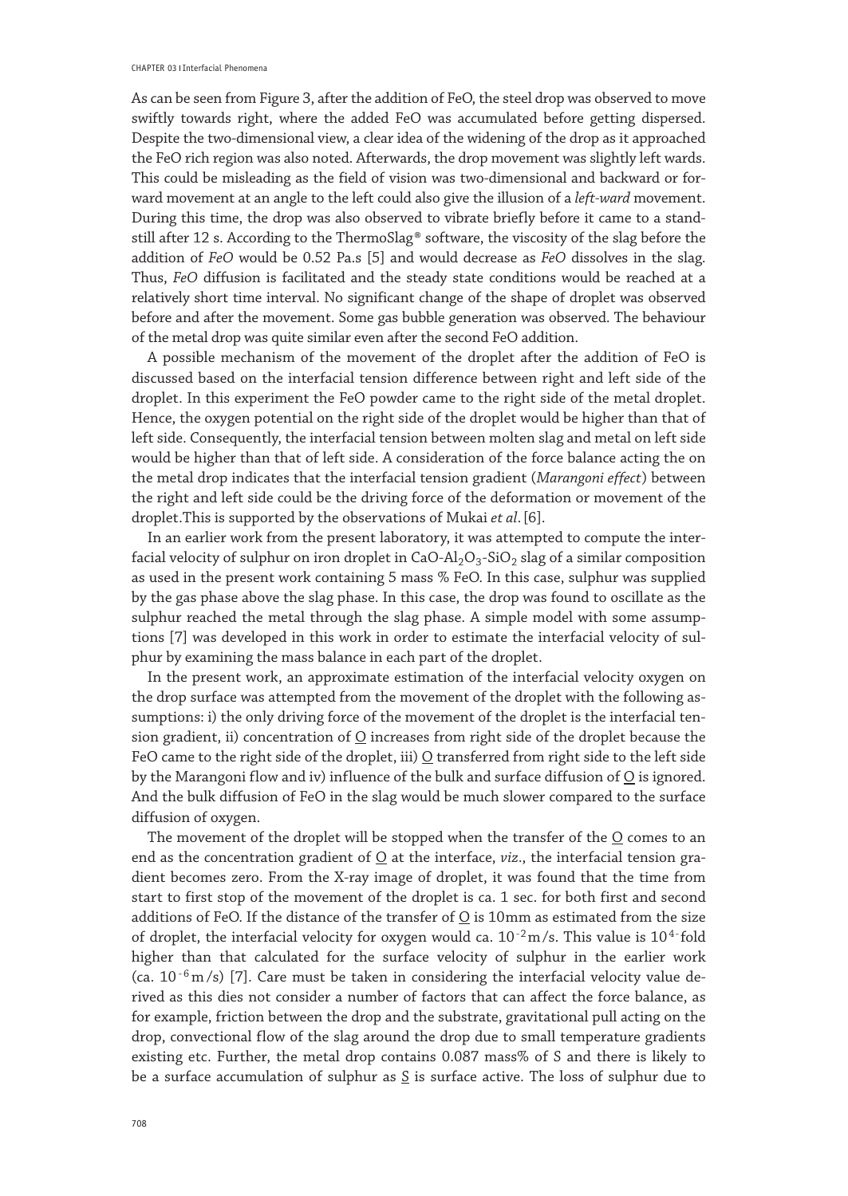As can be seen from Figure 3, after the addition of FeO, the steel drop was observed to move swiftly towards right, where the added FeO was accumulated before getting dispersed. Despite the two-dimensional view, a clear idea of the widening of the drop as it approached the FeO rich region was also noted. Afterwards, the drop movement was slightly left wards. This could be misleading as the field of vision was two-dimensional and backward or forward movement at an angle to the left could also give the illusion of a *left-ward* movement. During this time, the drop was also observed to vibrate briefly before it came to a standstill after 12 s. According to the ThermoSlag® software, the viscosity of the slag before the addition of *FeO* would be 0.52 Pa.s [5] and would decrease as *FeO* dissolves in the slag. Thus, *FeO* diffusion is facilitated and the steady state conditions would be reached at a relatively short time interval. No significant change of the shape of droplet was observed before and after the movement. Some gas bubble generation was observed. The behaviour of the metal drop was quite similar even after the second FeO addition.

A possible mechanism of the movement of the droplet after the addition of FeO is discussed based on the interfacial tension difference between right and left side of the droplet. In this experiment the FeO powder came to the right side of the metal droplet. Hence, the oxygen potential on the right side of the droplet would be higher than that of left side. Consequently, the interfacial tension between molten slag and metal on left side would be higher than that of left side. A consideration of the force balance acting the on the metal drop indicates that the interfacial tension gradient (*Marangoni effect*) between the right and left side could be the driving force of the deformation or movement of the droplet.This is supported by the observations of Mukai *et al*. [6].

In an earlier work from the present laboratory, it was attempted to compute the interfacial velocity of sulphur on iron droplet in $CaO$-$Al_2O_3$-$SiO_2$ slag of a similar composition as used in the present work containing 5 mass % FeO. In this case, sulphur was supplied by the gas phase above the slag phase. In this case, the drop was found to oscillate as the sulphur reached the metal through the slag phase. A simple model with some assumptions [7] was developed in this work in order to estimate the interfacial velocity of sulphur by examining the mass balance in each part of the droplet.

In the present work, an approximate estimation of the interfacial velocity oxygen on the drop surface was attempted from the movement of the droplet with the following assumptions: i) the only driving force of the movement of the droplet is the interfacial tension gradient, ii) concentration of $\underline{O}$ increases from right side of the droplet because the FeO came to the right side of the droplet, iii) $\underline{O}$ transferred from right side to the left side by the Marangoni flow and iv) influence of the bulk and surface diffusion of $\underline{O}$ is ignored. And the bulk diffusion of FeO in the slag would be much slower compared to the surface diffusion of oxygen.

The movement of the droplet will be stopped when the transfer of the $\underline{O}$ comes to an end as the concentration gradient of $\underline{O}$ at the interface, *viz*., the interfacial tension gradient becomes zero. From the X-ray image of droplet, it was found that the time from start to first stop of the movement of the droplet is ca. 1 sec. for both first and second additions of FeO. If the distance of the transfer of $\underline{O}$ is 10mm as estimated from the size of droplet, the interfacial velocity for oxygen would ca. $10^{-2}$ m/s. This value is $10^{4}$-fold higher than that calculated for the surface velocity of sulphur in the earlier work (ca. $10^{-6}$ m/s) [7]. Care must be taken in considering the interfacial velocity value derived as this dies not consider a number of factors that can affect the force balance, as for example, friction between the drop and the substrate, gravitational pull acting on the drop, convectional flow of the slag around the drop due to small temperature gradients existing etc. Further, the metal drop contains 0.087 mass% of S and there is likely to be a surface accumulation of sulphur as $\underline{S}$ is surface active. The loss of sulphur due to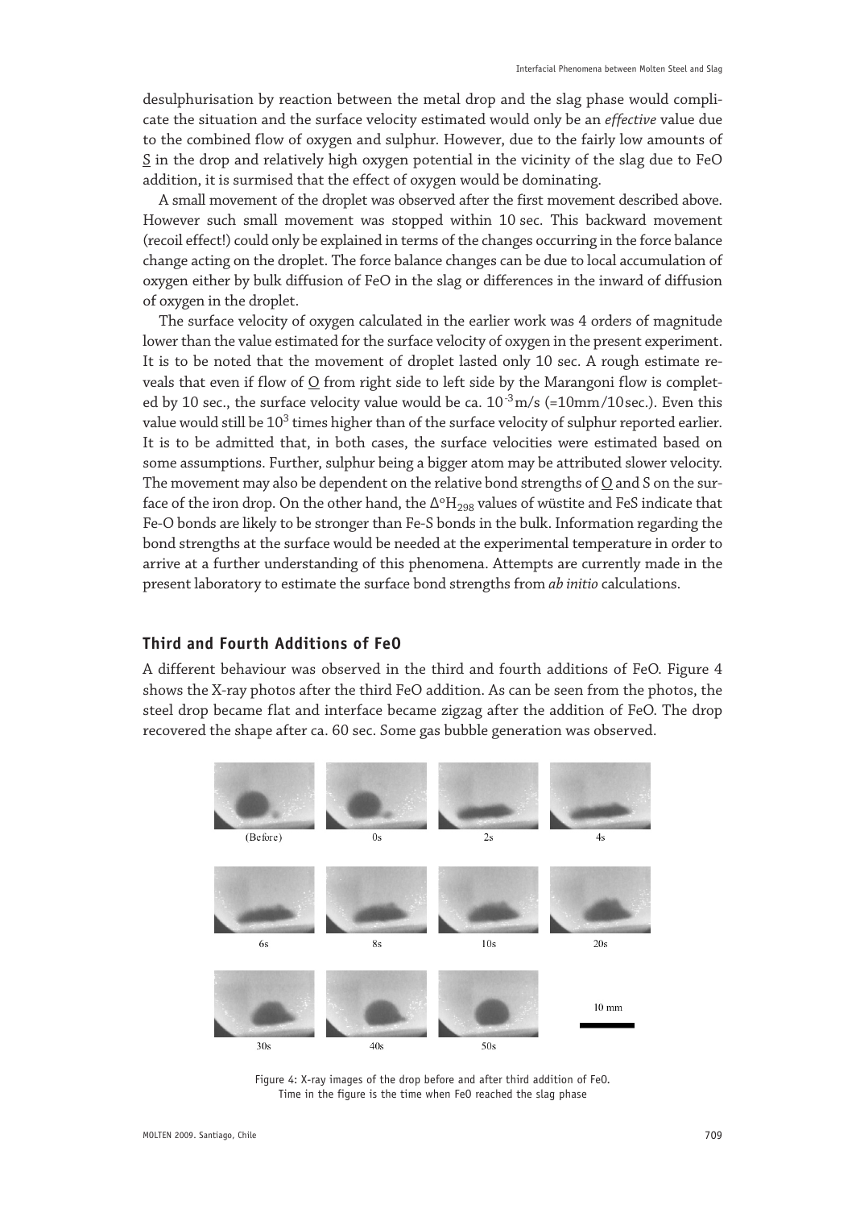desulphurisation by reaction between the metal drop and the slag phase would complicate the situation and the surface velocity estimated would only be an *effective* value due to the combined flow of oxygen and sulphur. However, due to the fairly low amounts of S in the drop and relatively high oxygen potential in the vicinity of the slag due to FeO addition, it is surmised that the effect of oxygen would be dominating.

A small movement of the droplet was observed after the first movement described above. However such small movement was stopped within 10 sec. This backward movement (recoil effect!) could only be explained in terms of the changes occurring in the force balance change acting on the droplet. The force balance changes can be due to local accumulation of oxygen either by bulk diffusion of FeO in the slag or differences in the inward of diffusion of oxygen in the droplet.

The surface velocity of oxygen calculated in the earlier work was 4 orders of magnitude lower than the value estimated for the surface velocity of oxygen in the present experiment. It is to be noted that the movement of droplet lasted only 10 sec. A rough estimate reveals that even if flow of O from right side to left side by the Marangoni flow is completed by 10 sec., the surface velocity value would be ca. $10^{-3}$ m/s (=10mm/10sec.). Even this value would still be $10^3$ times higher than of the surface velocity of sulphur reported earlier. It is to be admitted that, in both cases, the surface velocities were estimated based on some assumptions. Further, sulphur being a bigger atom may be attributed slower velocity. The movement may also be dependent on the relative bond strengths of O and S on the surface of the iron drop. On the other hand, the $\Delta^{o}H_{298}$ values of wüstite and FeS indicate that Fe-O bonds are likely to be stronger than Fe-S bonds in the bulk. Information regarding the bond strengths at the surface would be needed at the experimental temperature in order to arrive at a further understanding of this phenomena. Attempts are currently made in the present laboratory to estimate the surface bond strengths from *ab initio* calculations.

### Third and Fourth Additions of FeO

A different behaviour was observed in the third and fourth additions of FeO. Figure 4 shows the X-ray photos after the third FeO addition. As can be seen from the photos, the steel drop became flat and interface became zigzag after the addition of FeO. The drop recovered the shape after ca. 60 sec. Some gas bubble generation was observed.

Figure 4: X-ray images of the drop before and after third addition of FeO. Time in the figure is the time when FeO reached the slag phase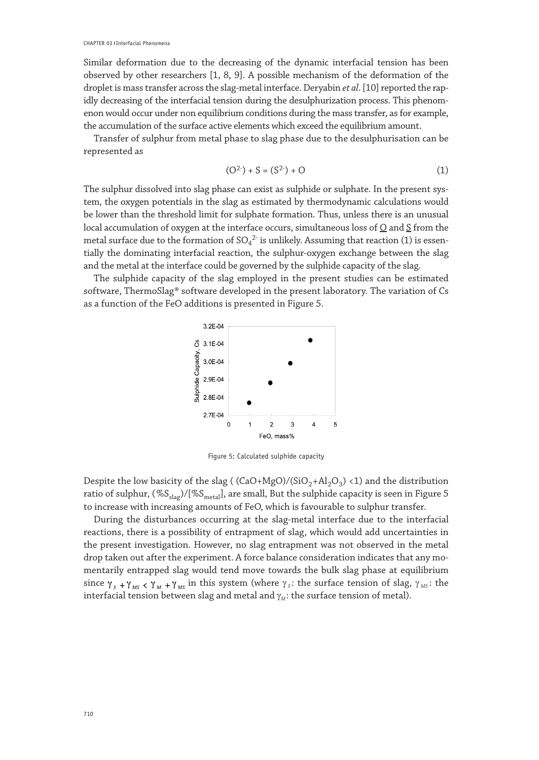Similar deformation due to the decreasing of the dynamic interfacial tension has been observed by other researchers [1, 8, 9]. A possible mechanism of the deformation of the droplet is mass transfer across the slag-metal interface. Deryabin *et al*. [10] reported the rapidly decreasing of the interfacial tension during the desulphurization process. This phenomenon would occur under non equilibrium conditions during the mass transfer, as for example, the accumulation of the surface active elements which exceed the equilibrium amount.

Transfer of sulphur from metal phase to slag phase due to the desulphurisation can be represented as

$$(O^{2-}) + S = (S^{2-}) + O \quad (1)$$

The sulphur dissolved into slag phase can exist as sulphide or sulphate. In the present system, the oxygen potentials in the slag as estimated by thermodynamic calculations would be lower than the threshold limit for sulphate formation. Thus, unless there is an unusual local accumulation of oxygen at the interface occurs, simultaneous loss of $\underline{O}$ and $\underline{S}$ from the metal surface due to the formation of $SO_4^{2-}$ is unlikely. Assuming that reaction (1) is essentially the dominating interfacial reaction, the sulphur-oxygen exchange between the slag and the metal at the interface could be governed by the sulphide capacity of the slag.

The sulphide capacity of the slag employed in the present studies can be estimated software, ThermoSlag® software developed in the present laboratory. The variation of Cs as a function of the FeO additions is presented in Figure 5.

Figure 5: Calculated sulphide capacity

Despite the low basicity of the slag ( $(CaO+MgO)/(SiO_2+Al_2O_3) < 1$) and the distribution ratio of sulphur, $(\%S_{slag})/[\%S_{metal}]$, are small, But the sulphide capacity is seen in Figure 5 to increase with increasing amounts of FeO, which is favourable to sulphur transfer.

During the disturbances occurring at the slag-metal interface due to the interfacial reactions, there is a possibility of entrapment of slag, which would add uncertainties in the present investigation. However, no slag entrapment was not observed in the metal drop taken out after the experiment. A force balance consideration indicates that any momentarily entrapped slag would tend move towards the bulk slag phase at equilibrium since $\gamma_S + \gamma_{MS} < \gamma_M + \gamma_{MS}$ in this system (where $\gamma_S$: the surface tension of slag, $\gamma_{MS}$: the interfacial tension between slag and metal and $\gamma_M$: the surface tension of metal).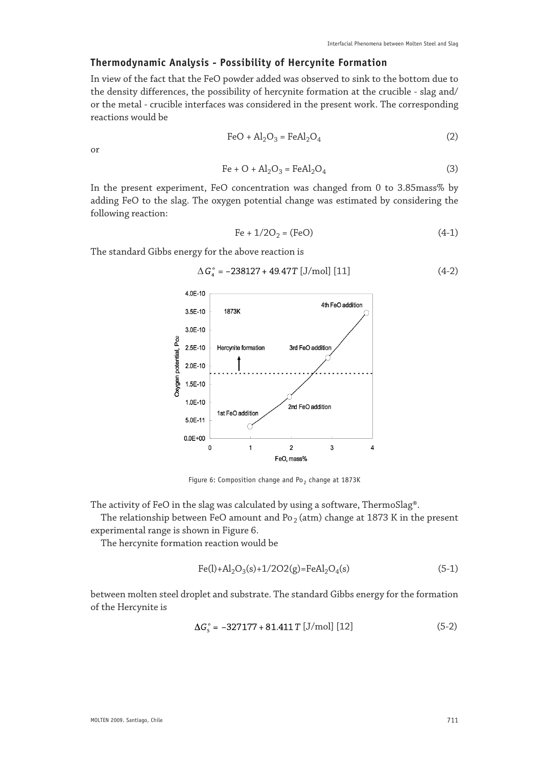### Thermodynamic Analysis - Possibility of Hercynite Formation

In view of the fact that the FeO powder added was observed to sink to the bottom due to the density differences, the possibility of hercynite formation at the crucible - slag and/ or the metal - crucible interfaces was considered in the present work. The corresponding reactions would be

$$FeO + Al_2O_3 = FeAl_2O_4 \tag{2}$$

or

$$Fe + O + Al_2O_3 = FeAl_2O_4 \tag{3}$$

In the present experiment, FeO concentration was changed from 0 to 3.85mass% by adding FeO to the slag. The oxygen potential change was estimated by considering the following reaction:

$$Fe + 1/2O_2 = (FeO) \tag{4-1}$$

The standard Gibbs energy for the above reaction is

$$\Delta G_4^\circ = -238127 + 49.47T \text{ [J/mol] [11]} \tag{4-2}$$

Figure 6: Composition change and $Po_2$ change at 1873K

The activity of FeO in the slag was calculated by using a software, ThermoSlag®.

The relationship between FeO amount and $Po_2$ (atm) change at 1873 K in the present experimental range is shown in Figure 6.

The hercynite formation reaction would be

$$Fe(l)+Al_2O_3(s)+1/2O2(g)=FeAl_2O_4(s) \tag{5-1}$$

between molten steel droplet and substrate. The standard Gibbs energy for the formation of the Hercynite is

$$\Delta G_5^\circ = -327177 + 81.411T \text{ [J/mol] [12]} \tag{5-2}$$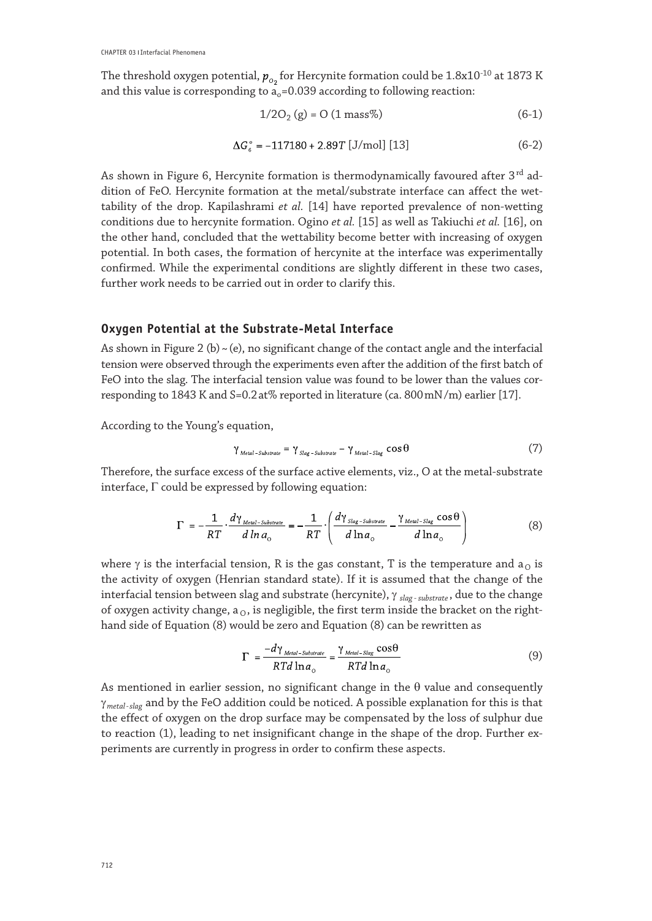The threshold oxygen potential, $p_{O_2}$ for Hercynite formation could be $1.8 \times 10^{-10}$ at 1873 K and this value is corresponding to $a_o$=0.039 according to following reaction:

$$1/2O_2\ (g) = O\ (1\ \text{mass\%}) \tag{6-1}$$

$$\Delta G_6^\circ = -117180 + 2.89T\ [\text{J/mol}]\ [13] \tag{6-2}$$

As shown in Figure 6, Hercynite formation is thermodynamically favoured after 3rd addition of FeO. Hercynite formation at the metal/substrate interface can affect the wettability of the drop. Kapilashrami *et al.* [14] have reported prevalence of non-wetting conditions due to hercynite formation. Ogino *et al.* [15] as well as Takiuchi *et al.* [16], on the other hand, concluded that the wettability become better with increasing of oxygen potential. In both cases, the formation of hercynite at the interface was experimentally confirmed. While the experimental conditions are slightly different in these two cases, further work needs to be carried out in order to clarify this.

## Oxygen Potential at the Substrate-Metal Interface

As shown in Figure 2 (b) ~ (e), no significant change of the contact angle and the interfacial tension were observed through the experiments even after the addition of the first batch of FeO into the slag. The interfacial tension value was found to be lower than the values corresponding to 1843 K and S=0.2 at% reported in literature (ca. 800 mN/m) earlier [17].

According to the Young's equation,

$$\gamma_{Metal-Substrate} = \gamma_{Slag-Substrate} - \gamma_{Metal-Slag} \cos\theta \tag{7}$$

Therefore, the surface excess of the surface active elements, viz., O at the metal-substrate interface, $\Gamma$ could be expressed by following equation:

$$\Gamma = -\frac{1}{RT} \cdot \frac{d\gamma_{Metal-Substrate}}{d \ln a_o} = -\frac{1}{RT} \cdot \left( \frac{d\gamma_{Slag-Substrate}}{d \ln a_o} - \frac{\gamma_{Metal-Slag} \cos\theta}{d \ln a_o} \right) \tag{8}$$

where $\gamma$ is the interfacial tension, R is the gas constant, T is the temperature and $a_O$ is the activity of oxygen (Henrian standard state). If it is assumed that the change of the interfacial tension between slag and substrate (hercynite), $\gamma_{slag-substrate}$, due to the change of oxygen activity change, $a_O$, is negligible, the first term inside the bracket on the right-hand side of Equation (8) would be zero and Equation (8) can be rewritten as

$$\Gamma = \frac{-d\gamma_{Metal-Substrate}}{RTd \ln a_o} = \frac{\gamma_{Metal-Slag} \cos\theta}{RTd \ln a_o} \tag{9}$$

As mentioned in earlier session, no significant change in the $\theta$ value and consequently $\gamma_{metal-slag}$ and by the FeO addition could be noticed. A possible explanation for this is that the effect of oxygen on the drop surface may be compensated by the loss of sulphur due to reaction (1), leading to net insignificant change in the shape of the drop. Further experiments are currently in progress in order to confirm these aspects.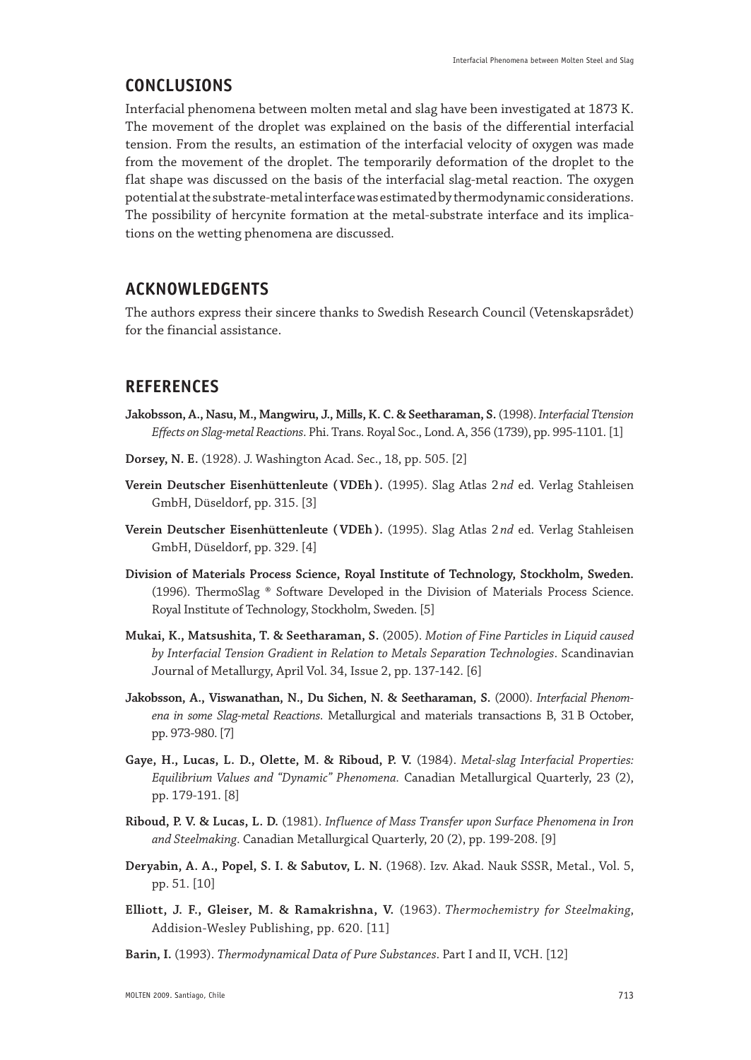## CONCLUSIONS

Interfacial phenomena between molten metal and slag have been investigated at 1873 K. The movement of the droplet was explained on the basis of the differential interfacial tension. From the results, an estimation of the interfacial velocity of oxygen was made from the movement of the droplet. The temporarily deformation of the droplet to the flat shape was discussed on the basis of the interfacial slag-metal reaction. The oxygen potential at the substrate-metal interface was estimated by thermodynamic considerations. The possibility of hercynite formation at the metal-substrate interface and its implications on the wetting phenomena are discussed.

## ACKNOWLEDGENTS

The authors express their sincere thanks to Swedish Research Council (Vetenskapsrådet) for the financial assistance.

## REFERENCES

**Jakobsson, A., Nasu, M., Mangwiru, J., Mills, K. C. & Seetharaman, S.** (1998). *Interfacial Ttension Effects on Slag-metal Reactions*. Phi. Trans. Royal Soc., Lond. A, 356 (1739), pp. 995-1101. [1]

**Dorsey, N. E.** (1928). J. Washington Acad. Sec., 18, pp. 505. [2]

**Verein Deutscher Eisenhüttenleute (VDEh).** (1995). Slag Atlas 2*nd* ed. Verlag Stahleisen GmbH, Düseldorf, pp. 315. [3]

**Verein Deutscher Eisenhüttenleute (VDEh).** (1995). Slag Atlas 2*nd* ed. Verlag Stahleisen GmbH, Düseldorf, pp. 329. [4]

**Division of Materials Process Science, Royal Institute of Technology, Stockholm, Sweden.** (1996). ThermoSlag ® Software Developed in the Division of Materials Process Science. Royal Institute of Technology, Stockholm, Sweden. [5]

**Mukai, K., Matsushita, T. & Seetharaman, S.** (2005). *Motion of Fine Particles in Liquid caused by Interfacial Tension Gradient in Relation to Metals Separation Technologies*. Scandinavian Journal of Metallurgy, April Vol. 34, Issue 2, pp. 137-142. [6]

**Jakobsson, A., Viswanathan, N., Du Sichen, N. & Seetharaman, S.** (2000). *Interfacial Phenomena in some Slag-metal Reactions*. Metallurgical and materials transactions B, 31 B October, pp. 973-980. [7]

**Gaye, H., Lucas, L. D., Olette, M. & Riboud, P. V.** (1984). *Metal-slag Interfacial Properties: Equilibrium Values and "Dynamic" Phenomena*. Canadian Metallurgical Quarterly, 23 (2), pp. 179-191. [8]

**Riboud, P. V. & Lucas, L. D.** (1981). *Influence of Mass Transfer upon Surface Phenomena in Iron and Steelmaking*. Canadian Metallurgical Quarterly, 20 (2), pp. 199-208. [9]

**Deryabin, A. A., Popel, S. I. & Sabutov, L. N.** (1968). Izv. Akad. Nauk SSSR, Metal., Vol. 5, pp. 51. [10]

**Elliott, J. F., Gleiser, M. & Ramakrishna, V.** (1963). *Thermochemistry for Steelmaking*, Addision-Wesley Publishing, pp. 620. [11]

**Barin, I.** (1993). *Thermodynamical Data of Pure Substances*. Part I and II, VCH. [12]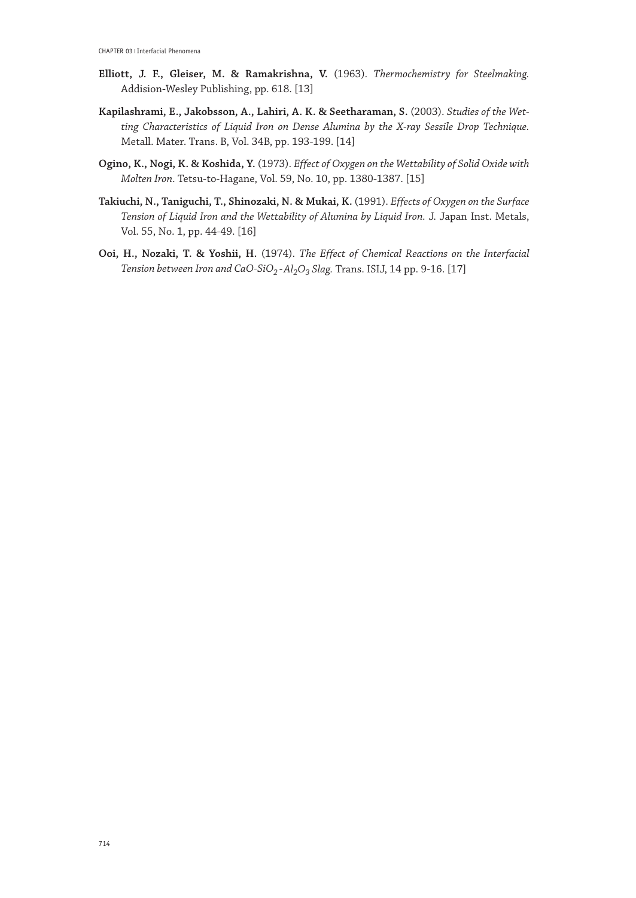**Elliott, J. F., Gleiser, M. & Ramakrishna, V.** (1963). *Thermochemistry for Steelmaking.* Addision-Wesley Publishing, pp. 618. [13]

**Kapilashrami, E., Jakobsson, A., Lahiri, A. K. & Seetharaman, S.** (2003). *Studies of the Wetting Characteristics of Liquid Iron on Dense Alumina by the X-ray Sessile Drop Technique.* Metall. Mater. Trans. B, Vol. 34B, pp. 193-199. [14]

**Ogino, K., Nogi, K. & Koshida, Y.** (1973). *Effect of Oxygen on the Wettability of Solid Oxide with Molten Iron*. Tetsu-to-Hagane, Vol. 59, No. 10, pp. 1380-1387. [15]

**Takiuchi, N., Taniguchi, T., Shinozaki, N. & Mukai, K.** (1991). *Effects of Oxygen on the Surface Tension of Liquid Iron and the Wettability of Alumina by Liquid Iron.* J. Japan Inst. Metals, Vol. 55, No. 1, pp. 44-49. [16]

**Ooi, H., Nozaki, T. & Yoshii, H.** (1974). *The Effect of Chemical Reactions on the Interfacial Tension between Iron and CaO-$SiO_2$-$Al_2O_3$ Slag.* Trans. ISIJ, 14 pp. 9-16. [17]